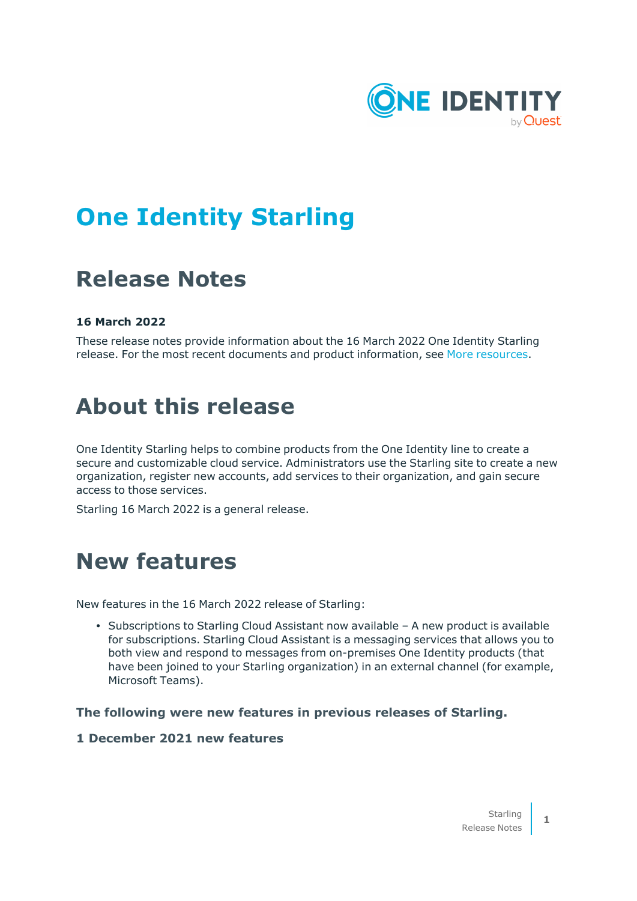# One Identity Starling

## Release Notes

**16 March 2022**

These release notes provide information about the 16 March 2022 One Identity Starling release. For the most recent documents and product information, see More resources.

# About this release

One Identity Starling helps to combine products from the One Identity line to create a secure and customizable cloud service. Administrators use the Starling site to create a new organization, register new accounts, add services to their organization, and gain secure access to those services.

Starling 16 March 2022 is a general release.

# New features

New features in the 16 March 2022 release of Starling:

- Subscriptions to Starling Cloud Assistant now available – A new product is available for subscriptions. Starling Cloud Assistant is a messaging services that allows you to both view and respond to messages from on-premises One Identity products (that have been joined to your Starling organization) in an external channel (for example, Microsoft Teams).

**The following were new features in previous releases of Starling.**

**1 December 2021 new features**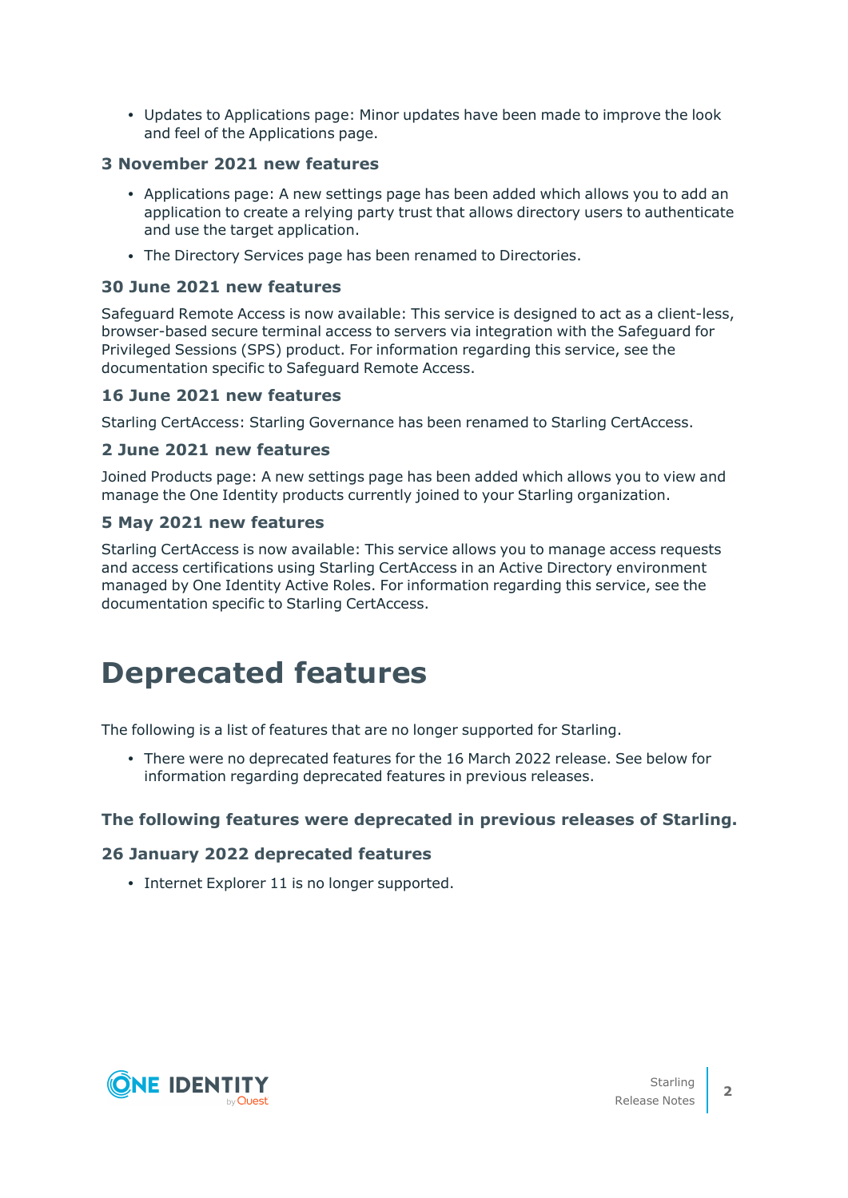- Updates to Applications page: Minor updates have been made to improve the look and feel of the Applications page.

### 3 November 2021 new features

- Applications page: A new settings page has been added which allows you to add an application to create a relying party trust that allows directory users to authenticate and use the target application.
- The Directory Services page has been renamed to Directories.

### 30 June 2021 new features

Safeguard Remote Access is now available: This service is designed to act as a client-less, browser-based secure terminal access to servers via integration with the Safeguard for Privileged Sessions (SPS) product. For information regarding this service, see the documentation specific to Safeguard Remote Access.

### 16 June 2021 new features

Starling CertAccess: Starling Governance has been renamed to Starling CertAccess.

### 2 June 2021 new features

Joined Products page: A new settings page has been added which allows you to view and manage the One Identity products currently joined to your Starling organization.

### 5 May 2021 new features

Starling CertAccess is now available: This service allows you to manage access requests and access certifications using Starling CertAccess in an Active Directory environment managed by One Identity Active Roles. For information regarding this service, see the documentation specific to Starling CertAccess.

# Deprecated features

The following is a list of features that are no longer supported for Starling.

- There were no deprecated features for the 16 March 2022 release. See below for information regarding deprecated features in previous releases.

### The following features were deprecated in previous releases of Starling.

### 26 January 2022 deprecated features

- Internet Explorer 11 is no longer supported.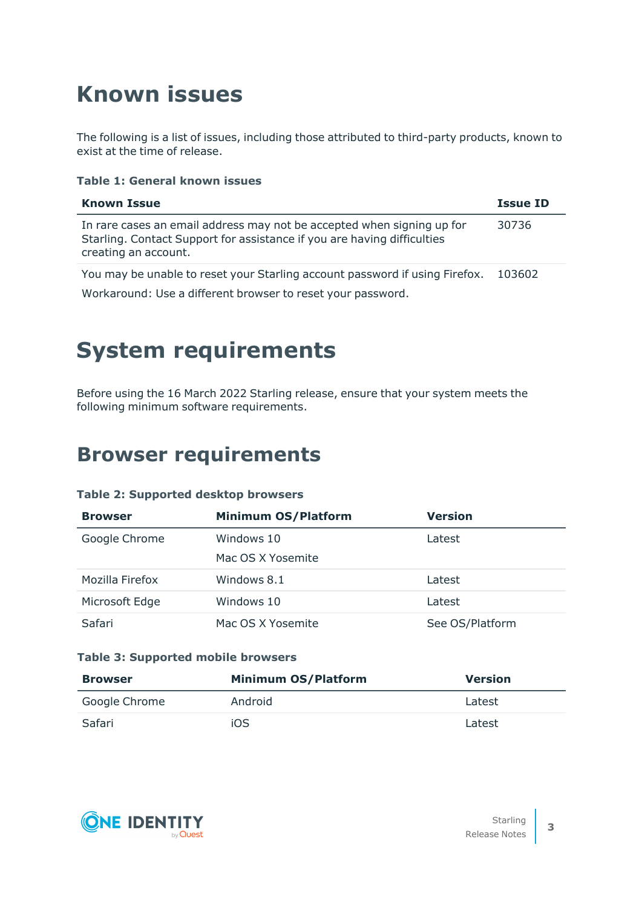# Known issues

The following is a list of issues, including those attributed to third-party products, known to exist at the time of release.

**Table 1: General known issues**

| Known Issue | Issue ID |
|---|---|
| In rare cases an email address may not be accepted when signing up for Starling. Contact Support for assistance if you are having difficulties creating an account. | 30736 |
| You may be unable to reset your Starling account password if using Firefox.<br><br>Workaround: Use a different browser to reset your password. | 103602 |

# System requirements

Before using the 16 March 2022 Starling release, ensure that your system meets the following minimum software requirements.

# Browser requirements

**Table 2: Supported desktop browsers**

| Browser | Minimum OS/Platform | Version |
|---|---|---|
| Google Chrome | Windows 10<br><br>Mac OS X Yosemite | Latest |
| Mozilla Firefox | Windows 8.1 | Latest |
| Microsoft Edge | Windows 10 | Latest |
| Safari | Mac OS X Yosemite | See OS/Platform |

**Table 3: Supported mobile browsers**

| Browser | Minimum OS/Platform | Version |
|---|---|---|
| Google Chrome | Android | Latest |
| Safari | iOS | Latest |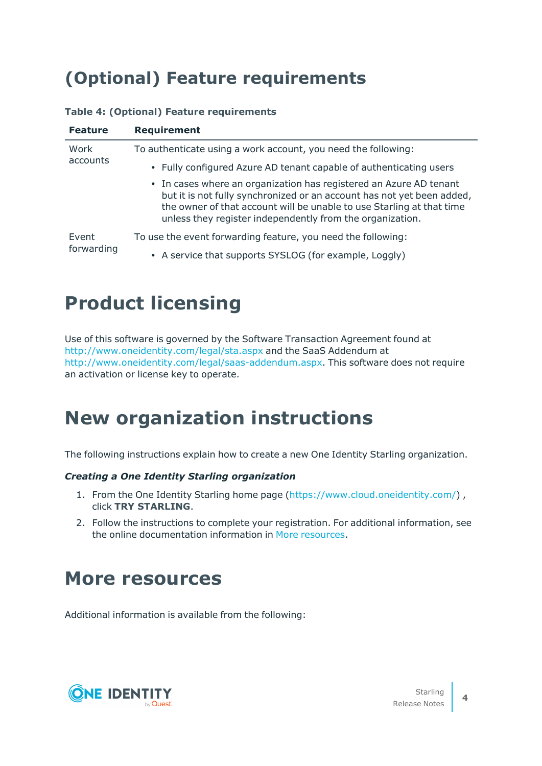# (Optional) Feature requirements

**Table 4: (Optional) Feature requirements**

| Feature | Requirement |
| --- | --- |
| Work accounts | To authenticate using a work account, you need the following:<br>• Fully configured Azure AD tenant capable of authenticating users<br>• In cases where an organization has registered an Azure AD tenant but it is not fully synchronized or an account has not yet been added, the owner of that account will be unable to use Starling at that time unless they register independently from the organization. |
| Event forwarding | To use the event forwarding feature, you need the following:<br>• A service that supports SYSLOG (for example, Loggly) |

# Product licensing

Use of this software is governed by the Software Transaction Agreement found at http://www.oneidentity.com/legal/sta.aspx and the SaaS Addendum at http://www.oneidentity.com/legal/saas-addendum.aspx. This software does not require an activation or license key to operate.

# New organization instructions

The following instructions explain how to create a new One Identity Starling organization.

***Creating a One Identity Starling organization***

1. From the One Identity Starling home page (https://www.cloud.oneidentity.com/) , click **TRY STARLING**.
2. Follow the instructions to complete your registration. For additional information, see the online documentation information in More resources.

# More resources

Additional information is available from the following: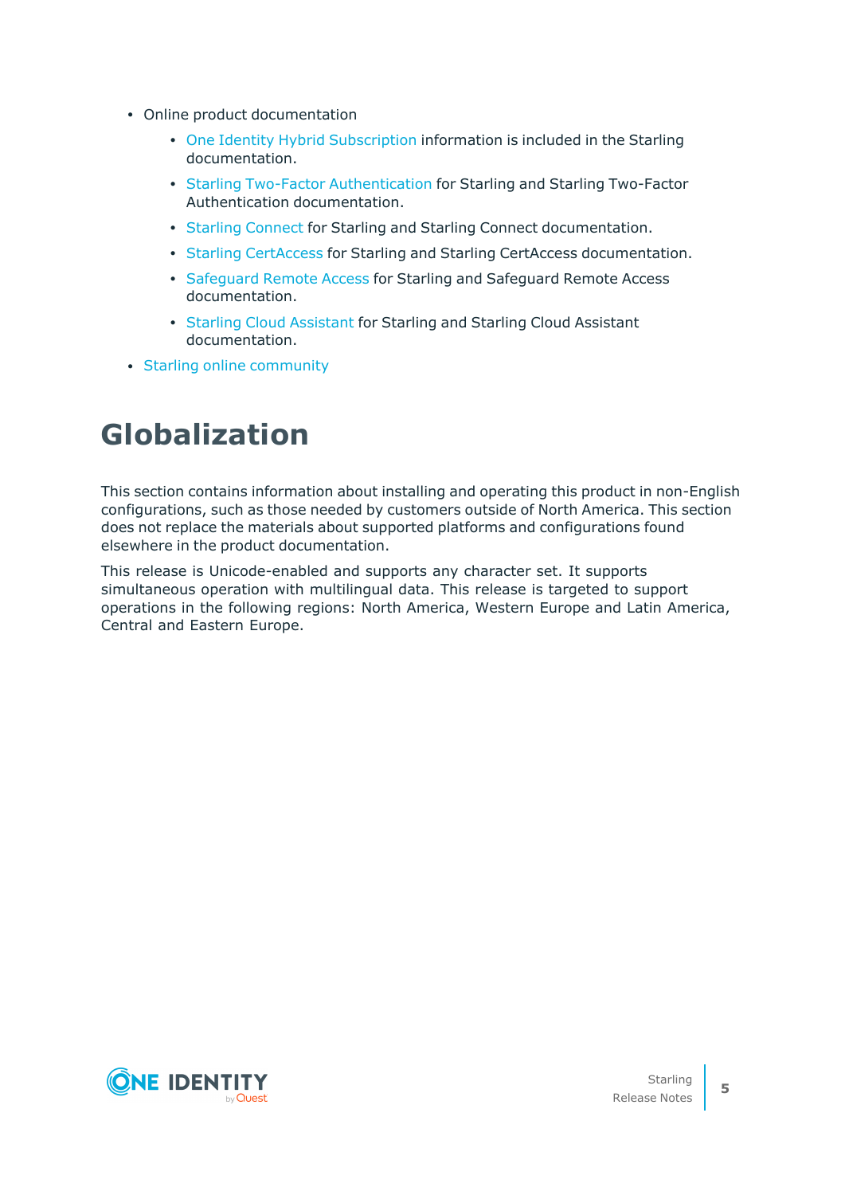- Online product documentation
  - One Identity Hybrid Subscription information is included in the Starling documentation.
  - Starling Two-Factor Authentication for Starling and Starling Two-Factor Authentication documentation.
  - Starling Connect for Starling and Starling Connect documentation.
  - Starling CertAccess for Starling and Starling CertAccess documentation.
  - Safeguard Remote Access for Starling and Safeguard Remote Access documentation.
  - Starling Cloud Assistant for Starling and Starling Cloud Assistant documentation.
- Starling online community

# Globalization

This section contains information about installing and operating this product in non-English configurations, such as those needed by customers outside of North America. This section does not replace the materials about supported platforms and configurations found elsewhere in the product documentation.

This release is Unicode-enabled and supports any character set. It supports simultaneous operation with multilingual data. This release is targeted to support operations in the following regions: North America, Western Europe and Latin America, Central and Eastern Europe.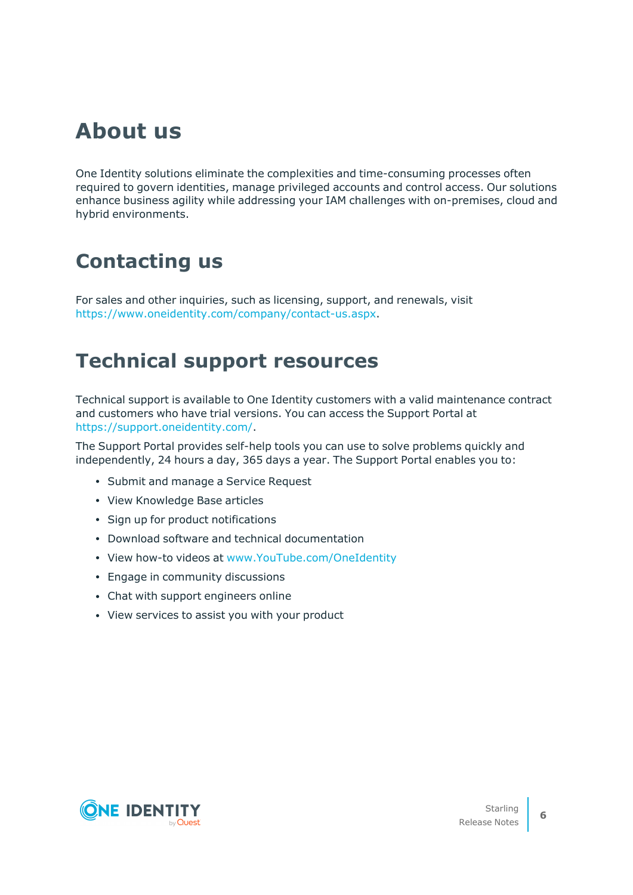# About us

One Identity solutions eliminate the complexities and time-consuming processes often required to govern identities, manage privileged accounts and control access. Our solutions enhance business agility while addressing your IAM challenges with on-premises, cloud and hybrid environments.

# Contacting us

For sales and other inquiries, such as licensing, support, and renewals, visit https://www.oneidentity.com/company/contact-us.aspx.

# Technical support resources

Technical support is available to One Identity customers with a valid maintenance contract and customers who have trial versions. You can access the Support Portal at https://support.oneidentity.com/.

The Support Portal provides self-help tools you can use to solve problems quickly and independently, 24 hours a day, 365 days a year. The Support Portal enables you to:

- Submit and manage a Service Request
- View Knowledge Base articles
- Sign up for product notifications
- Download software and technical documentation
- View how-to videos at www.YouTube.com/OneIdentity
- Engage in community discussions
- Chat with support engineers online
- View services to assist you with your product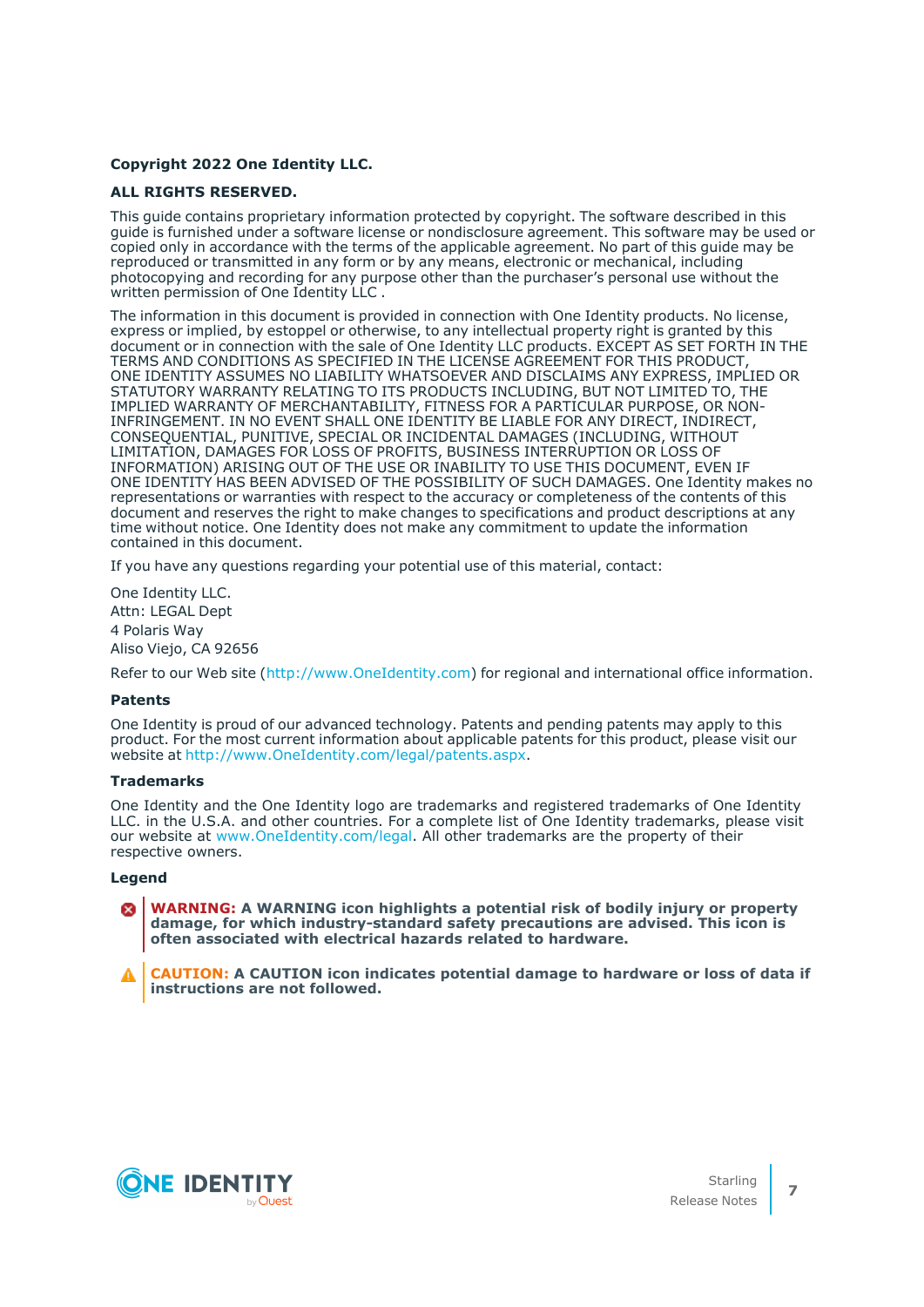**Copyright 2022 One Identity LLC.**

**ALL RIGHTS RESERVED.**

This guide contains proprietary information protected by copyright. The software described in this guide is furnished under a software license or nondisclosure agreement. This software may be used or copied only in accordance with the terms of the applicable agreement. No part of this guide may be reproduced or transmitted in any form or by any means, electronic or mechanical, including photocopying and recording for any purpose other than the purchaser's personal use without the written permission of One Identity LLC .

The information in this document is provided in connection with One Identity products. No license, express or implied, by estoppel or otherwise, to any intellectual property right is granted by this document or in connection with the sale of One Identity LLC products. EXCEPT AS SET FORTH IN THE TERMS AND CONDITIONS AS SPECIFIED IN THE LICENSE AGREEMENT FOR THIS PRODUCT, ONE IDENTITY ASSUMES NO LIABILITY WHATSOEVER AND DISCLAIMS ANY EXPRESS, IMPLIED OR STATUTORY WARRANTY RELATING TO ITS PRODUCTS INCLUDING, BUT NOT LIMITED TO, THE IMPLIED WARRANTY OF MERCHANTABILITY, FITNESS FOR A PARTICULAR PURPOSE, OR NON-INFRINGEMENT. IN NO EVENT SHALL ONE IDENTITY BE LIABLE FOR ANY DIRECT, INDIRECT, CONSEQUENTIAL, PUNITIVE, SPECIAL OR INCIDENTAL DAMAGES (INCLUDING, WITHOUT LIMITATION, DAMAGES FOR LOSS OF PROFITS, BUSINESS INTERRUPTION OR LOSS OF INFORMATION) ARISING OUT OF THE USE OR INABILITY TO USE THIS DOCUMENT, EVEN IF ONE IDENTITY HAS BEEN ADVISED OF THE POSSIBILITY OF SUCH DAMAGES. One Identity makes no representations or warranties with respect to the accuracy or completeness of the contents of this document and reserves the right to make changes to specifications and product descriptions at any time without notice. One Identity does not make any commitment to update the information contained in this document.

If you have any questions regarding your potential use of this material, contact:

One Identity LLC.
Attn: LEGAL Dept
4 Polaris Way
Aliso Viejo, CA 92656

Refer to our Web site (http://www.OneIdentity.com) for regional and international office information.

**Patents**

One Identity is proud of our advanced technology. Patents and pending patents may apply to this product. For the most current information about applicable patents for this product, please visit our website at http://www.OneIdentity.com/legal/patents.aspx.

**Trademarks**

One Identity and the One Identity logo are trademarks and registered trademarks of One Identity LLC. in the U.S.A. and other countries. For a complete list of One Identity trademarks, please visit our website at www.OneIdentity.com/legal. All other trademarks are the property of their respective owners.

**Legend**

**WARNING: A WARNING icon highlights a potential risk of bodily injury or property damage, for which industry-standard safety precautions are advised. This icon is often associated with electrical hazards related to hardware.**

**CAUTION: A CAUTION icon indicates potential damage to hardware or loss of data if instructions are not followed.**